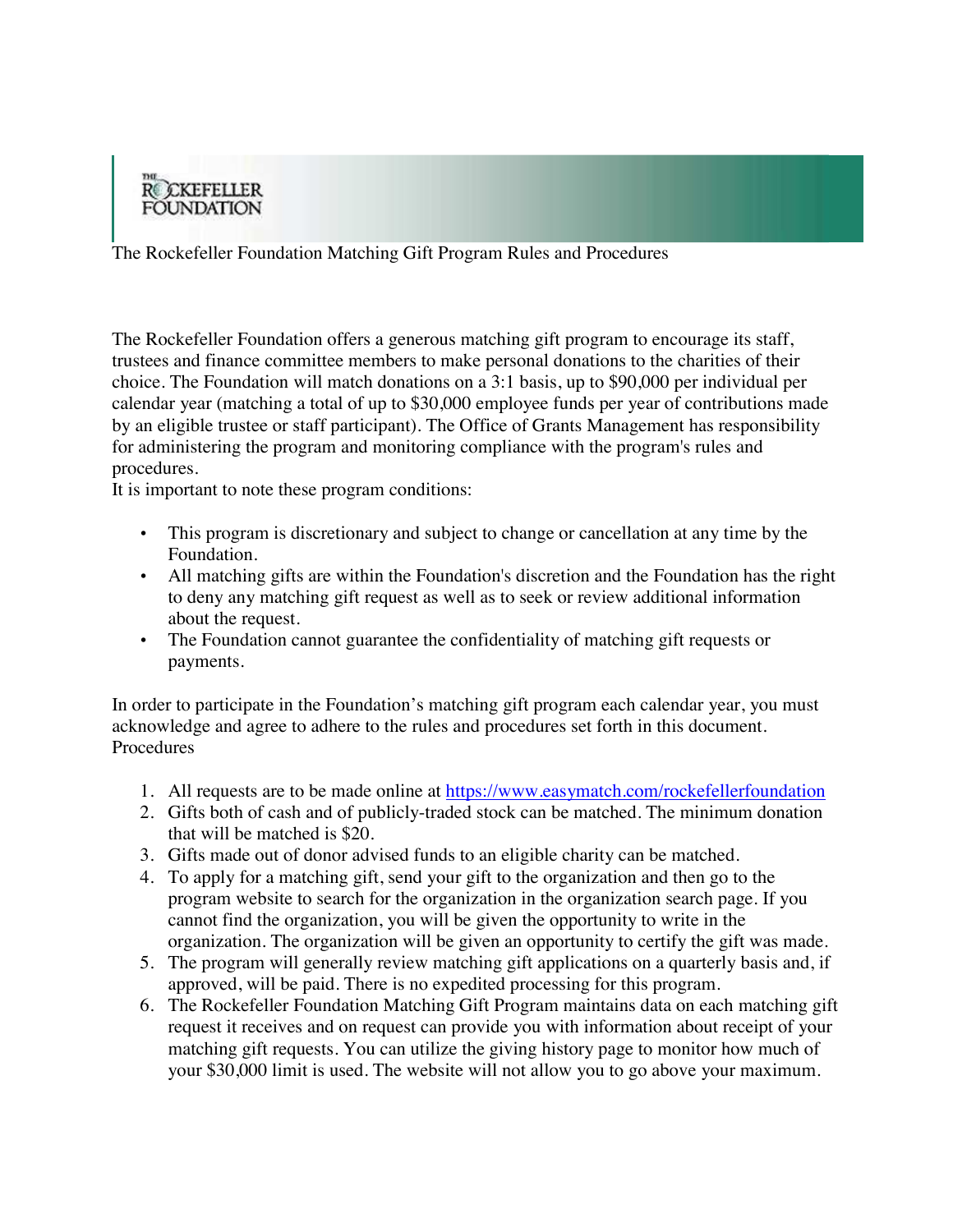THE ROCKEFELLER FOUNDATION

The Rockefeller Foundation Matching Gift Program Rules and Procedures

The Rockefeller Foundation offers a generous matching gift program to encourage its staff, trustees and finance committee members to make personal donations to the charities of their choice. The Foundation will match donations on a 3:1 basis, up to $90,000 per individual per calendar year (matching a total of up to $30,000 employee funds per year of contributions made by an eligible trustee or staff participant). The Office of Grants Management has responsibility for administering the program and monitoring compliance with the program's rules and procedures.
It is important to note these program conditions:

- This program is discretionary and subject to change or cancellation at any time by the Foundation.
- All matching gifts are within the Foundation's discretion and the Foundation has the right to deny any matching gift request as well as to seek or review additional information about the request.
- The Foundation cannot guarantee the confidentiality of matching gift requests or payments.

In order to participate in the Foundation's matching gift program each calendar year, you must acknowledge and agree to adhere to the rules and procedures set forth in this document.
Procedures

1. All requests are to be made online at [https://www.easymatch.com/rockefellerfoundation](https://www.easymatch.com/rockefellerfoundation)
2. Gifts both of cash and of publicly-traded stock can be matched. The minimum donation that will be matched is $20.
3. Gifts made out of donor advised funds to an eligible charity can be matched.
4. To apply for a matching gift, send your gift to the organization and then go to the program website to search for the organization in the organization search page. If you cannot find the organization, you will be given the opportunity to write in the organization. The organization will be given an opportunity to certify the gift was made.
5. The program will generally review matching gift applications on a quarterly basis and, if approved, will be paid. There is no expedited processing for this program.
6. The Rockefeller Foundation Matching Gift Program maintains data on each matching gift request it receives and on request can provide you with information about receipt of your matching gift requests. You can utilize the giving history page to monitor how much of your $30,000 limit is used. The website will not allow you to go above your maximum.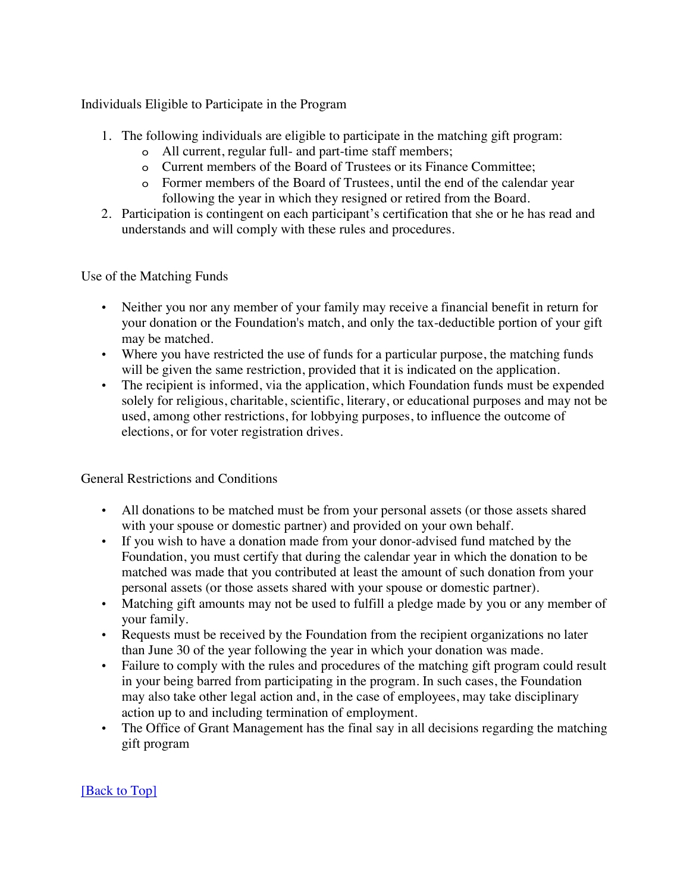## Individuals Eligible to Participate in the Program

1. The following individuals are eligible to participate in the matching gift program:
   - All current, regular full- and part-time staff members;
   - Current members of the Board of Trustees or its Finance Committee;
   - Former members of the Board of Trustees, until the end of the calendar year following the year in which they resigned or retired from the Board.
2. Participation is contingent on each participant's certification that she or he has read and understands and will comply with these rules and procedures.

## Use of the Matching Funds

- Neither you nor any member of your family may receive a financial benefit in return for your donation or the Foundation's match, and only the tax-deductible portion of your gift may be matched.
- Where you have restricted the use of funds for a particular purpose, the matching funds will be given the same restriction, provided that it is indicated on the application.
- The recipient is informed, via the application, which Foundation funds must be expended solely for religious, charitable, scientific, literary, or educational purposes and may not be used, among other restrictions, for lobbying purposes, to influence the outcome of elections, or for voter registration drives.

## General Restrictions and Conditions

- All donations to be matched must be from your personal assets (or those assets shared with your spouse or domestic partner) and provided on your own behalf.
- If you wish to have a donation made from your donor-advised fund matched by the Foundation, you must certify that during the calendar year in which the donation to be matched was made that you contributed at least the amount of such donation from your personal assets (or those assets shared with your spouse or domestic partner).
- Matching gift amounts may not be used to fulfill a pledge made by you or any member of your family.
- Requests must be received by the Foundation from the recipient organizations no later than June 30 of the year following the year in which your donation was made.
- Failure to comply with the rules and procedures of the matching gift program could result in your being barred from participating in the program. In such cases, the Foundation may also take other legal action and, in the case of employees, may take disciplinary action up to and including termination of employment.
- The Office of Grant Management has the final say in all decisions regarding the matching gift program

[Back to Top]